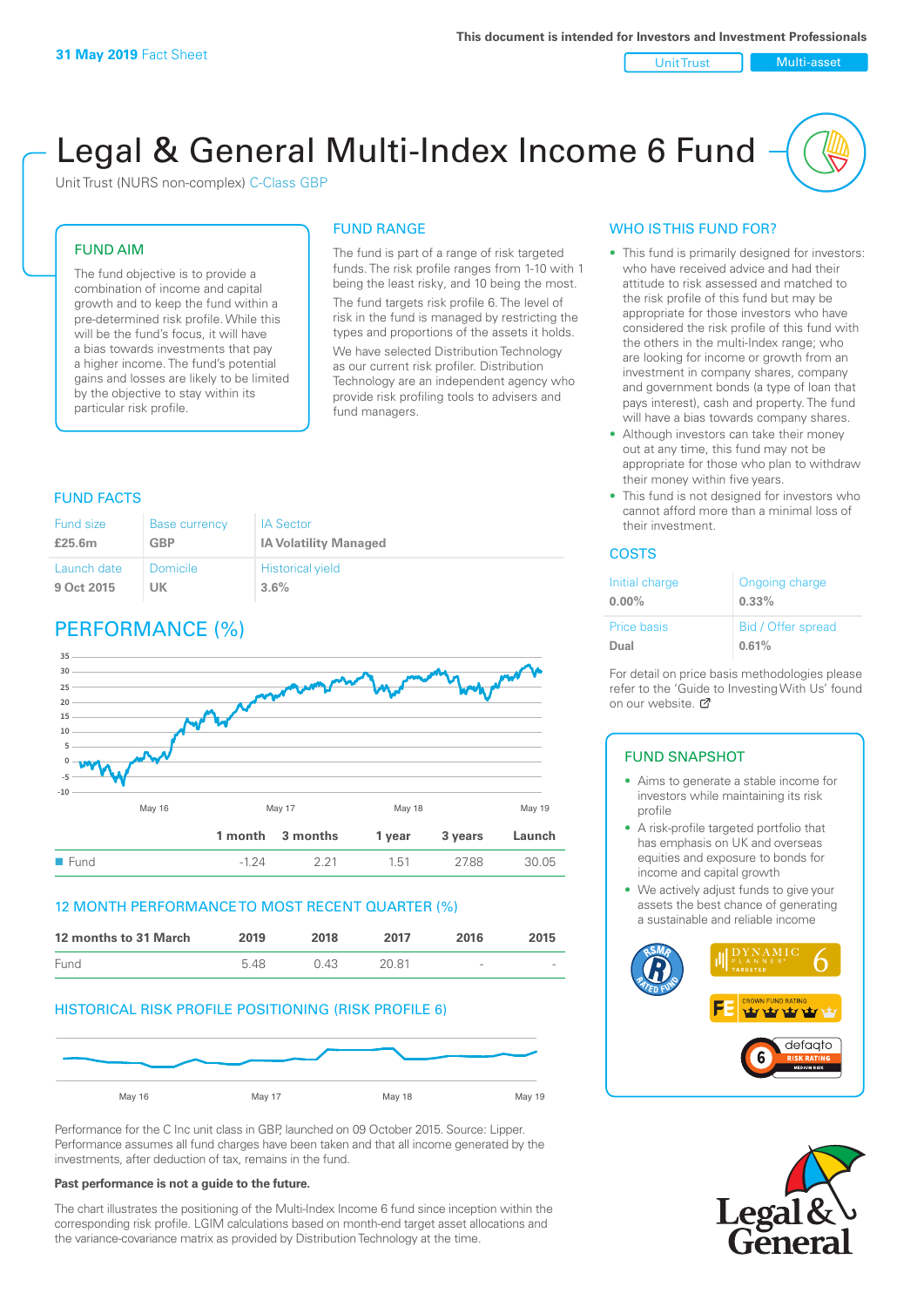**31 May 2019** Fact Sheet

This document is intended for Investors and Investment Professionals

Unit Trust | Multi-asset

# Legal & General Multi-Index Income 6 Fund

Unit Trust (NURS non-complex) C-Class GBP

## FUND AIM

The fund objective is to provide a combination of income and capital growth and to keep the fund within a pre-determined risk profile. While this will be the fund's focus, it will have a bias towards investments that pay a higher income. The fund's potential gains and losses are likely to be limited by the objective to stay within its particular risk profile.

## FUND RANGE

The fund is part of a range of risk targeted funds. The risk profile ranges from 1-10 with 1 being the least risky, and 10 being the most.

The fund targets risk profile 6. The level of risk in the fund is managed by restricting the types and proportions of the assets it holds.

We have selected Distribution Technology as our current risk profiler. Distribution Technology are an independent agency who provide risk profiling tools to advisers and fund managers.

## WHO IS THIS FUND FOR?

- This fund is primarily designed for investors: who have received advice and had their attitude to risk assessed and matched to the risk profile of this fund but may be appropriate for those investors who have considered the risk profile of this fund with the others in the multi-Index range; who are looking for income or growth from an investment in company shares, company and government bonds (a type of loan that pays interest), cash and property. The fund will have a bias towards company shares.
- Although investors can take their money out at any time, this fund may not be appropriate for those who plan to withdraw their money within five years.
- This fund is not designed for investors who cannot afford more than a minimal loss of their investment.

## FUND FACTS

| Fund size | Base currency | IA Sector |
|---|---|---|
| **£25.6m** | **GBP** | **IA Volatility Managed** |
| Launch date | Domicile | Historical yield |
| **9 Oct 2015** | **UK** | **3.6%** |

## COSTS

| Initial charge | Ongoing charge |
|---|---|
| **0.00%** | **0.33%** |
| Price basis | Bid / Offer spread |
| **Dual** | **0.61%** |

For detail on price basis methodologies please refer to the 'Guide to Investing With Us' found on our website.

## PERFORMANCE (%)

| | 1 month | 3 months | 1 year | 3 years | Launch |
|---|---|---|---|---|---|
| Fund | -1.24 | 2.21 | 1.51 | 27.88 | 30.05 |

## 12 MONTH PERFORMANCE TO MOST RECENT QUARTER (%)

| 12 months to 31 March | 2019 | 2018 | 2017 | 2016 | 2015 |
|---|---|---|---|---|---|
| Fund | 5.48 | 0.43 | 20.81 | - | - |

## HISTORICAL RISK PROFILE POSITIONING (RISK PROFILE 6)

Performance for the C Inc unit class in GBP, launched on 09 October 2015. Source: Lipper. Performance assumes all fund charges have been taken and that all income generated by the investments, after deduction of tax, remains in the fund.

**Past performance is not a guide to the future.**

The chart illustrates the positioning of the Multi-Index Income 6 fund since inception within the corresponding risk profile. LGIM calculations based on month-end target asset allocations and the variance-covariance matrix as provided by Distribution Technology at the time.

## FUND SNAPSHOT

- Aims to generate a stable income for investors while maintaining its risk profile
- A risk-profile targeted portfolio that has emphasis on UK and overseas equities and exposure to bonds for income and capital growth
- We actively adjust funds to give your assets the best chance of generating a sustainable and reliable income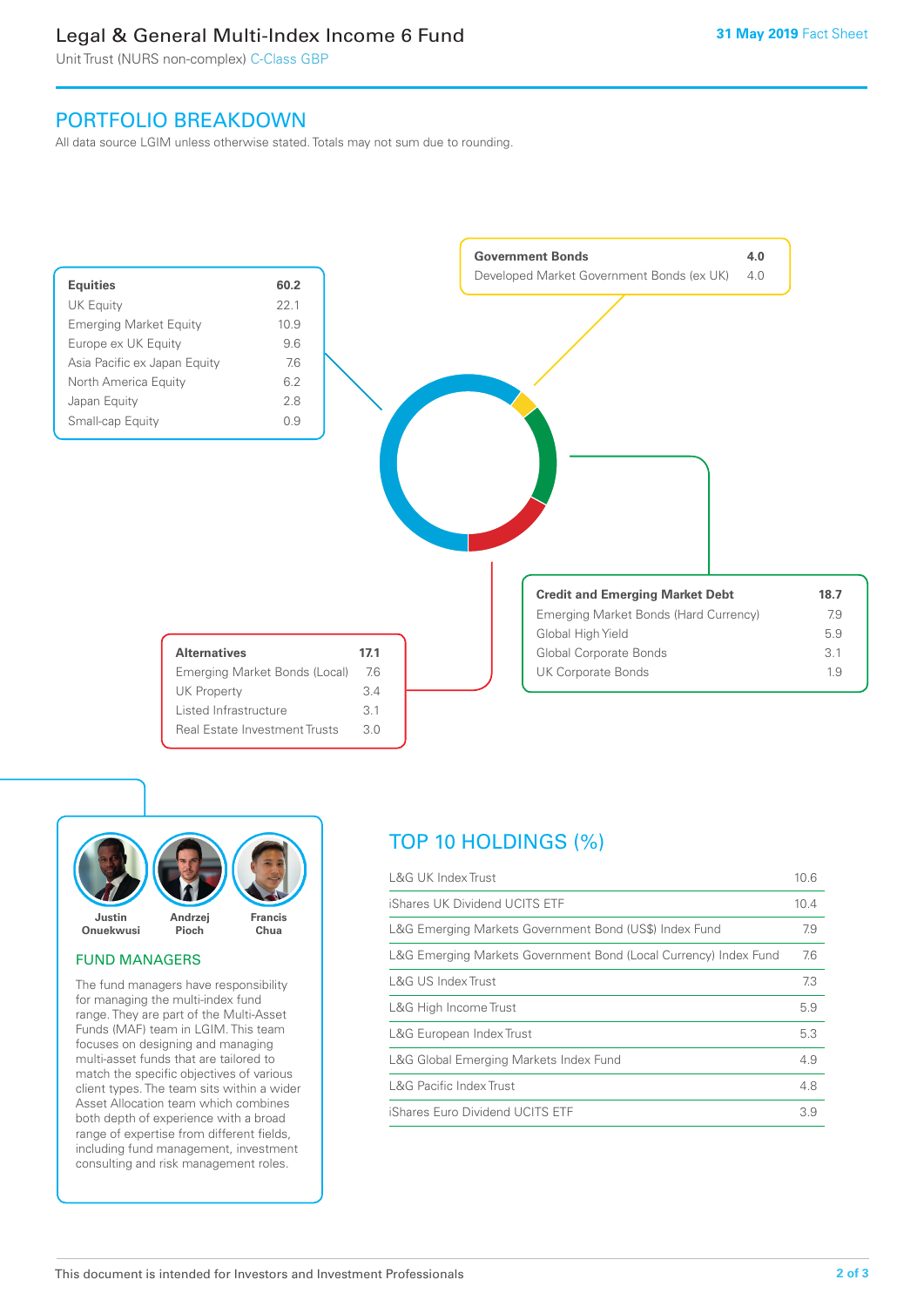# Legal & General Multi-Index Income 6 Fund

Unit Trust (NURS non-complex) C-Class GBP

31 May 2019 Fact Sheet

## PORTFOLIO BREAKDOWN

All data source LGIM unless otherwise stated. Totals may not sum due to rounding.

| Equities | 60.2 |
|---|---|
| UK Equity | 22.1 |
| Emerging Market Equity | 10.9 |
| Europe ex UK Equity | 9.6 |
| Asia Pacific ex Japan Equity | 7.6 |
| North America Equity | 6.2 |
| Japan Equity | 2.8 |
| Small-cap Equity | 0.9 |

| Government Bonds | 4.0 |
|---|---|
| Developed Market Government Bonds (ex UK) | 4.0 |

| Credit and Emerging Market Debt | 18.7 |
|---|---|
| Emerging Market Bonds (Hard Currency) | 7.9 |
| Global High Yield | 5.9 |
| Global Corporate Bonds | 3.1 |
| UK Corporate Bonds | 1.9 |

| Alternatives | 17.1 |
|---|---|
| Emerging Market Bonds (Local) | 7.6 |
| UK Property | 3.4 |
| Listed Infrastructure | 3.1 |
| Real Estate Investment Trusts | 3.0 |

Justin Onuekwusi, Andrzej Pioch, Francis Chua

### FUND MANAGERS

The fund managers have responsibility for managing the multi-index fund range. They are part of the Multi-Asset Funds (MAF) team in LGIM. This team focuses on designing and managing multi-asset funds that are tailored to match the specific objectives of various client types. The team sits within a wider Asset Allocation team which combines both depth of experience with a broad range of expertise from different fields, including fund management, investment consulting and risk management roles.

## TOP 10 HOLDINGS (%)

| Holding | % |
|---|---|
| L&G UK Index Trust | 10.6 |
| iShares UK Dividend UCITS ETF | 10.4 |
| L&G Emerging Markets Government Bond (US$) Index Fund | 7.9 |
| L&G Emerging Markets Government Bond (Local Currency) Index Fund | 7.6 |
| L&G US Index Trust | 7.3 |
| L&G High Income Trust | 5.9 |
| L&G European Index Trust | 5.3 |
| L&G Global Emerging Markets Index Fund | 4.9 |
| L&G Pacific Index Trust | 4.8 |
| iShares Euro Dividend UCITS ETF | 3.9 |

This document is intended for Investors and Investment Professionals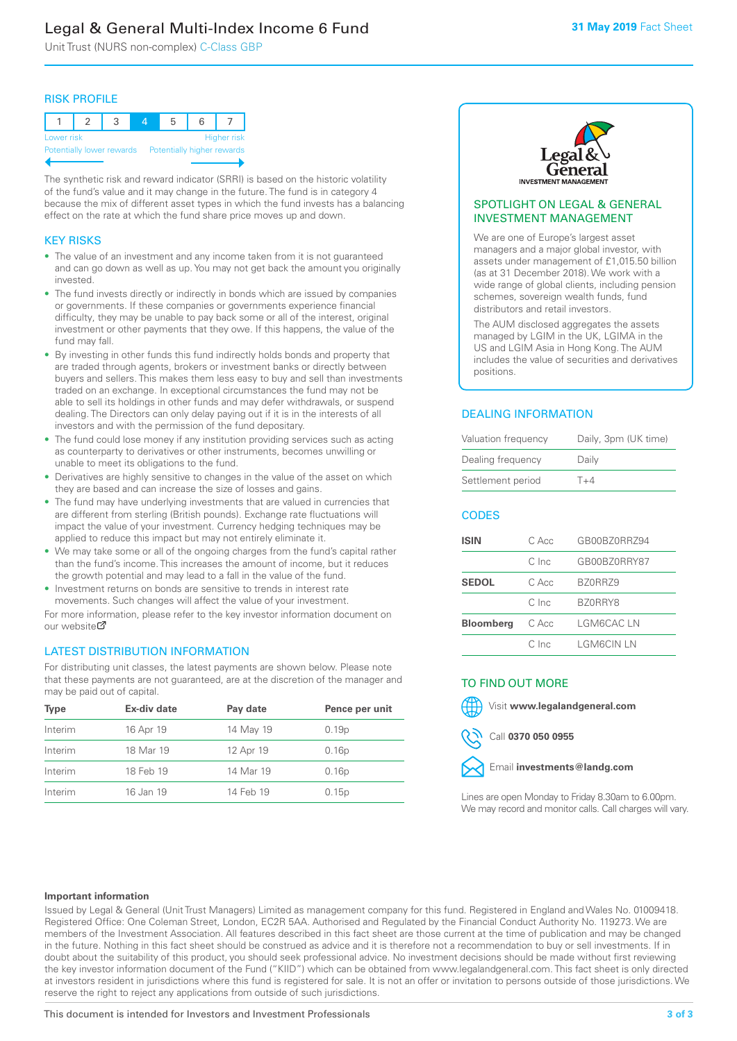# Legal & General Multi-Index Income 6 Fund

Unit Trust (NURS non-complex) C-Class GBP

31 May 2019 Fact Sheet

## RISK PROFILE

| 1 | 2 | 3 | 4 | 5 | 6 | 7 |
|---|---|---|---|---|---|---|

Lower risk — Higher risk

Potentially lower rewards — Potentially higher rewards

The synthetic risk and reward indicator (SRRI) is based on the historic volatility of the fund's value and it may change in the future. The fund is in category 4 because the mix of different asset types in which the fund invests has a balancing effect on the rate at which the fund share price moves up and down.

## KEY RISKS

- The value of an investment and any income taken from it is not guaranteed and can go down as well as up. You may not get back the amount you originally invested.
- The fund invests directly or indirectly in bonds which are issued by companies or governments. If these companies or governments experience financial difficulty, they may be unable to pay back some or all of the interest, original investment or other payments that they owe. If this happens, the value of the fund may fall.
- By investing in other funds this fund indirectly holds bonds and property that are traded through agents, brokers or investment banks or directly between buyers and sellers. This makes them less easy to buy and sell than investments traded on an exchange. In exceptional circumstances the fund may not be able to sell its holdings in other funds and may defer withdrawals, or suspend dealing. The Directors can only delay paying out if it is in the interests of all investors and with the permission of the fund depositary.
- The fund could lose money if any institution providing services such as acting as counterparty to derivatives or other instruments, becomes unwilling or unable to meet its obligations to the fund.
- Derivatives are highly sensitive to changes in the value of the asset on which they are based and can increase the size of losses and gains.
- The fund may have underlying investments that are valued in currencies that are different from sterling (British pounds). Exchange rate fluctuations will impact the value of your investment. Currency hedging techniques may be applied to reduce this impact but may not entirely eliminate it.
- We may take some or all of the ongoing charges from the fund's capital rather than the fund's income. This increases the amount of income, but it reduces the growth potential and may lead to a fall in the value of the fund.
- Investment returns on bonds are sensitive to trends in interest rate movements. Such changes will affect the value of your investment.

For more information, please refer to the key investor information document on our website

## LATEST DISTRIBUTION INFORMATION

For distributing unit classes, the latest payments are shown below. Please note that these payments are not guaranteed, are at the discretion of the manager and may be paid out of capital.

| Type | Ex-div date | Pay date | Pence per unit |
|---|---|---|---|
| Interim | 16 Apr 19 | 14 May 19 | 0.19p |
| Interim | 18 Mar 19 | 12 Apr 19 | 0.16p |
| Interim | 18 Feb 19 | 14 Mar 19 | 0.16p |
| Interim | 16 Jan 19 | 14 Feb 19 | 0.15p |

## SPOTLIGHT ON LEGAL & GENERAL INVESTMENT MANAGEMENT

We are one of Europe's largest asset managers and a major global investor, with assets under management of £1,015.50 billion (as at 31 December 2018). We work with a wide range of global clients, including pension schemes, sovereign wealth funds, fund distributors and retail investors.

The AUM disclosed aggregates the assets managed by LGIM in the UK, LGIMA in the US and LGIM Asia in Hong Kong. The AUM includes the value of securities and derivatives positions.

## DEALING INFORMATION

| | |
|---|---|
| Valuation frequency | Daily, 3pm (UK time) |
| Dealing frequency | Daily |
| Settlement period | T+4 |

## CODES

| | | |
|---|---|---|
| **ISIN** | C Acc | GB00BZ0RRZ94 |
| | C Inc | GB00BZ0RRY87 |
| **SEDOL** | C Acc | BZ0RRZ9 |
| | C Inc | BZ0RRY8 |
| **Bloomberg** | C Acc | LGM6CAC LN |
| | C Inc | LGM6CIN LN |

## TO FIND OUT MORE

Visit **www.legalandgeneral.com**

Call **0370 050 0955**

Email **investments@landg.com**

Lines are open Monday to Friday 8.30am to 6.00pm. We may record and monitor calls. Call charges will vary.

**Important information**

Issued by Legal & General (Unit Trust Managers) Limited as management company for this fund. Registered in England and Wales No. 01009418. Registered Office: One Coleman Street, London, EC2R 5AA. Authorised and Regulated by the Financial Conduct Authority No. 119273. We are members of the Investment Association. All features described in this fact sheet are those current at the time of publication and may be changed in the future. Nothing in this fact sheet should be construed as advice and it is therefore not a recommendation to buy or sell investments. If in doubt about the suitability of this product, you should seek professional advice. No investment decisions should be made without first reviewing the key investor information document of the Fund ("KIID") which can be obtained from www.legalandgeneral.com. This fact sheet is only directed at investors resident in jurisdictions where this fund is registered for sale. It is not an offer or invitation to persons outside of those jurisdictions. We reserve the right to reject any applications from outside of such jurisdictions.

This document is intended for Investors and Investment Professionals